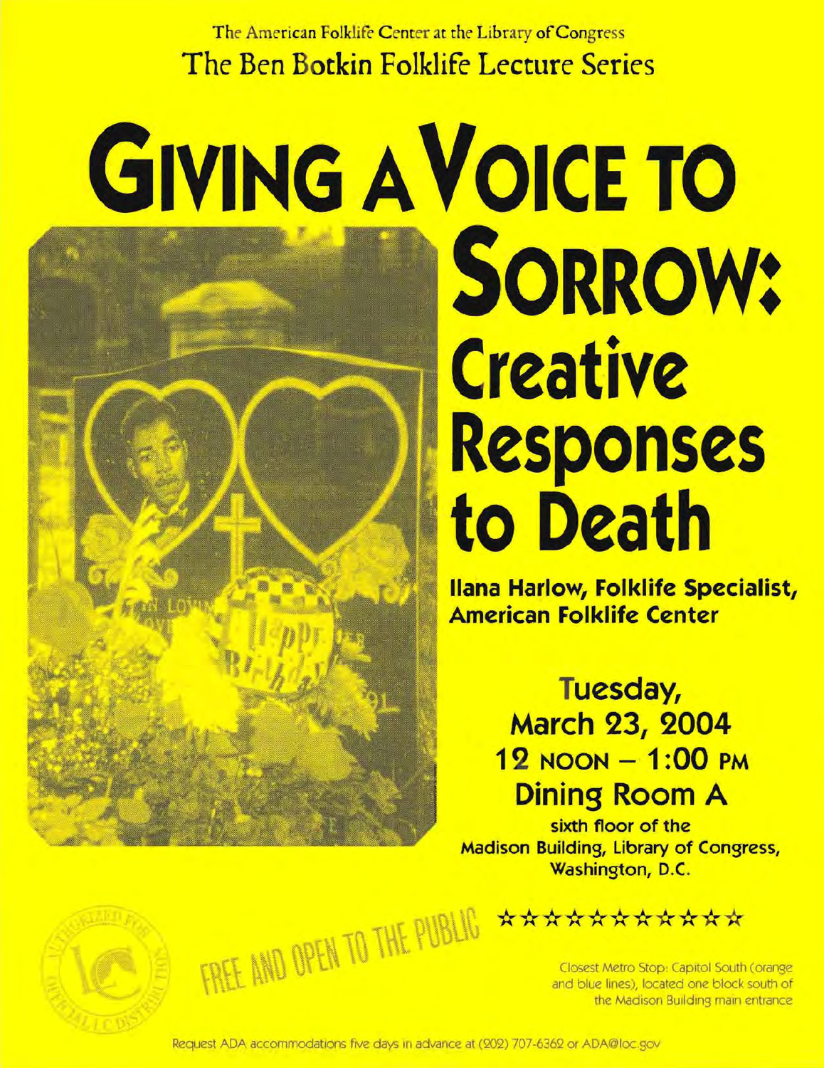The American Folklife Center at the Library of Congress

The Ben Botkin Folklife Lecture Series

# GIVING A VOICE TO SORROW: Creative Responses to Death

**Ilana Harlow, Folklife Specialist, American Folklife Center**

**Tuesday, March 23, 2004**

**12 NOON – 1:00 PM**

**Dining Room A**

sixth floor of the Madison Building, Library of Congress, Washington, D.C.

FREE AND OPEN TO THE PUBLIC

★★★★★★★★★★★

Closest Metro Stop: Capitol South (orange and blue lines), located one block south of the Madison Building main entrance

Request ADA accommodations five days in advance at (202) 707-6362 or ADA@loc.gov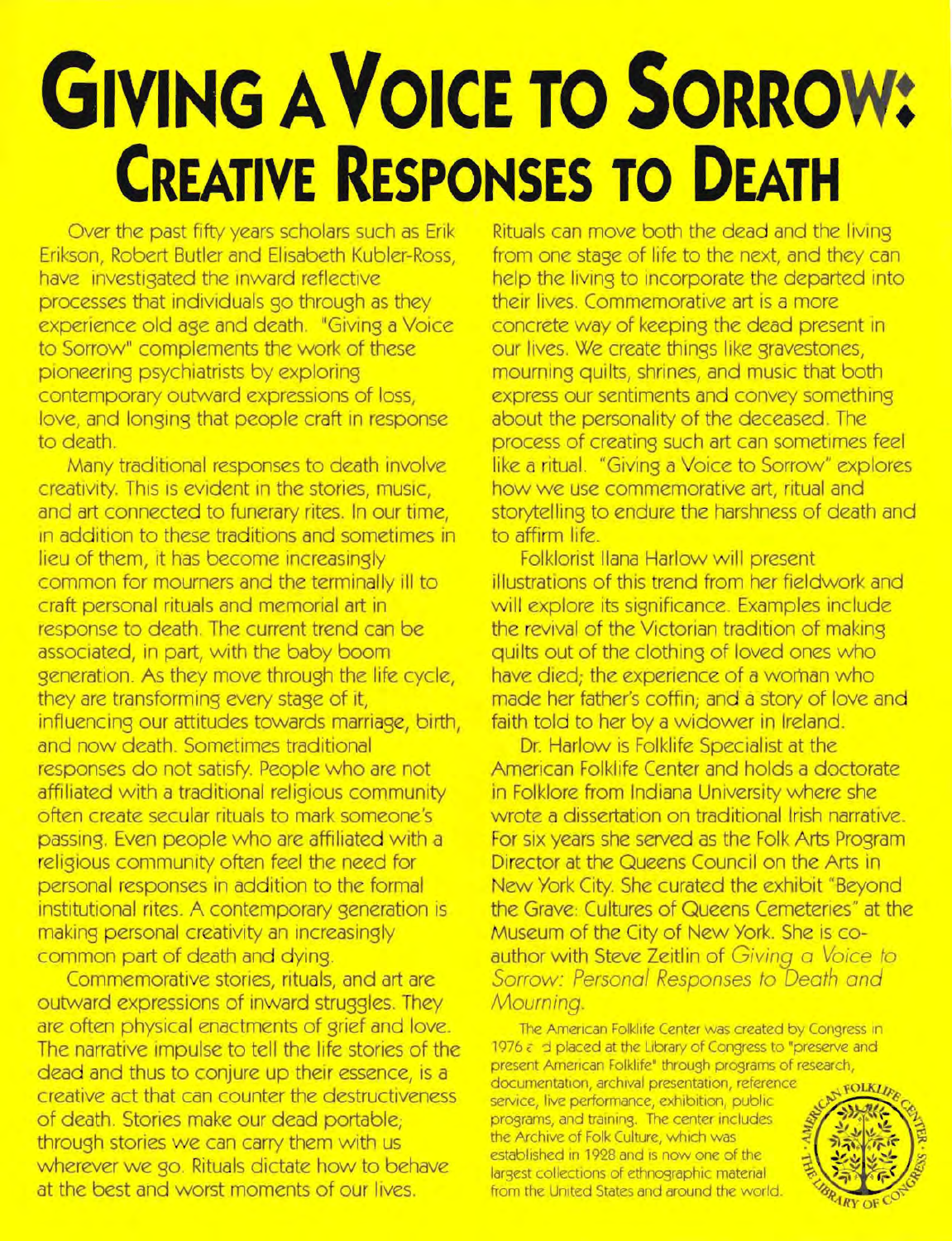# Giving a Voice to Sorrow: Creative Responses to Death

Over the past fifty years scholars such as Erik Erikson, Robert Butler and Elisabeth Kubler-Ross, have investigated the inward reflective processes that individuals go through as they experience old age and death. "Giving a Voice to Sorrow" complements the work of these pioneering psychiatrists by exploring contemporary outward expressions of loss, love, and longing that people craft in response to death.

Many traditional responses to death involve creativity. This is evident in the stories, music, and art connected to funerary rites. In our time, in addition to these traditions and sometimes in lieu of them, it has become increasingly common for mourners and the terminally ill to craft personal rituals and memorial art in response to death. The current trend can be associated, in part, with the baby boom generation. As they move through the life cycle, they are transforming every stage of it, influencing our attitudes towards marriage, birth, and now death. Sometimes traditional responses do not satisfy. People who are not affiliated with a traditional religious community often create secular rituals to mark someone's passing. Even people who are affiliated with a religious community often feel the need for personal responses in addition to the formal institutional rites. A contemporary generation is making personal creativity an increasingly common part of death and dying.

Commemorative stories, rituals, and art are outward expressions of inward struggles. They are often physical enactments of grief and love. The narrative impulse to tell the life stories of the dead and thus to conjure up their essence, is a creative act that can counter the destructiveness of death. Stories make our dead portable; through stories we can carry them with us wherever we go. Rituals dictate how to behave at the best and worst moments of our lives. Rituals can move both the dead and the living from one stage of life to the next, and they can help the living to incorporate the departed into their lives. Commemorative art is a more concrete way of keeping the dead present in our lives. We create things like gravestones, mourning quilts, shrines, and music that both express our sentiments and convey something about the personality of the deceased. The process of creating such art can sometimes feel like a ritual. "Giving a Voice to Sorrow" explores how we use commemorative art, ritual and storytelling to endure the harshness of death and to affirm life.

Folklorist Ilana Harlow will present illustrations of this trend from her fieldwork and will explore its significance. Examples include the revival of the Victorian tradition of making quilts out of the clothing of loved ones who have died; the experience of a woman who made her father's coffin; and a story of love and faith told to her by a widower in Ireland.

Dr. Harlow is Folklife Specialist at the American Folklife Center and holds a doctorate in Folklore from Indiana University where she wrote a dissertation on traditional Irish narrative. For six years she served as the Folk Arts Program Director at the Queens Council on the Arts in New York City. She curated the exhibit "Beyond the Grave: Cultures of Queens Cemeteries" at the Museum of the City of New York. She is co-author with Steve Zeitlin of *Giving a Voice to Sorrow: Personal Responses to Death and Mourning.*

The American Folklife Center was created by Congress in 1976 and placed at the Library of Congress to "preserve and present American Folklife" through programs of research, documentation, archival presentation, reference service, live performance, exhibition, public programs, and training. The center includes the Archive of Folk Culture, which was established in 1928 and is now one of the largest collections of ethnographic material from the United States and around the world.